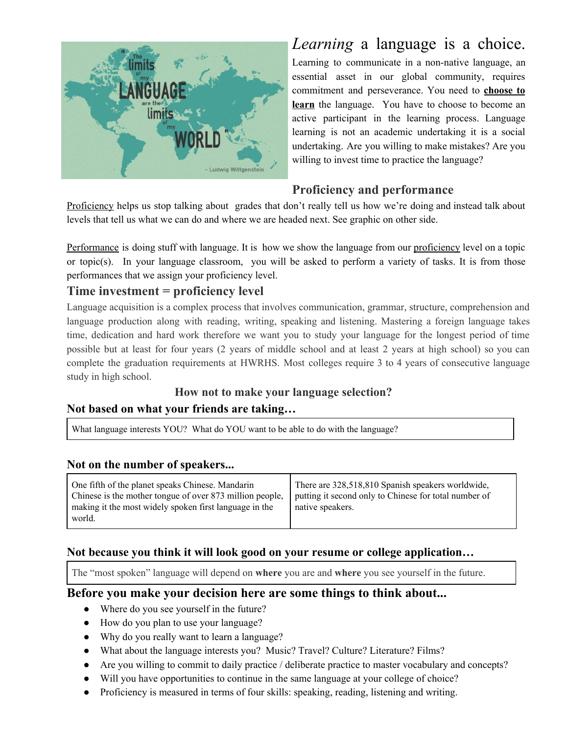# *Learning* a language is a choice.

Learning to communicate in a non-native language, an essential asset in our global community, requires commitment and perseverance. You need to **choose to learn** the language. You have to choose to become an active participant in the learning process. Language learning is not an academic undertaking it is a social undertaking. Are you willing to make mistakes? Are you willing to invest time to practice the language?

## Proficiency and performance

Proficiency helps us stop talking about grades that don't really tell us how we're doing and instead talk about levels that tell us what we can do and where we are headed next. See graphic on other side.

Performance is doing stuff with language. It is how we show the language from our proficiency level on a topic or topic(s). In your language classroom, you will be asked to perform a variety of tasks. It is from those performances that we assign your proficiency level.

## Time investment = proficiency level

Language acquisition is a complex process that involves communication, grammar, structure, comprehension and language production along with reading, writing, speaking and listening. Mastering a foreign language takes time, dedication and hard work therefore we want you to study your language for the longest period of time possible but at least for four years (2 years of middle school and at least 2 years at high school) so you can complete the graduation requirements at HWRHS. Most colleges require 3 to 4 years of consecutive language study in high school.

### How not to make your language selection?

### Not based on what your friends are taking…

| What language interests YOU? What do YOU want to be able to do with the language? |
|---|

### Not on the number of speakers...

| One fifth of the planet speaks Chinese. Mandarin Chinese is the mother tongue of over 873 million people, making it the most widely spoken first language in the world. | There are 328,518,810 Spanish speakers worldwide, putting it second only to Chinese for total number of native speakers. |
|---|---|

### Not because you think it will look good on your resume or college application…

| The "most spoken" language will depend on **where** you are and **where** you see yourself in the future. |
|---|

## Before you make your decision here are some things to think about...

- Where do you see yourself in the future?
- How do you plan to use your language?
- Why do you really want to learn a language?
- What about the language interests you? Music? Travel? Culture? Literature? Films?
- Are you willing to commit to daily practice / deliberate practice to master vocabulary and concepts?
- Will you have opportunities to continue in the same language at your college of choice?
- Proficiency is measured in terms of four skills: speaking, reading, listening and writing.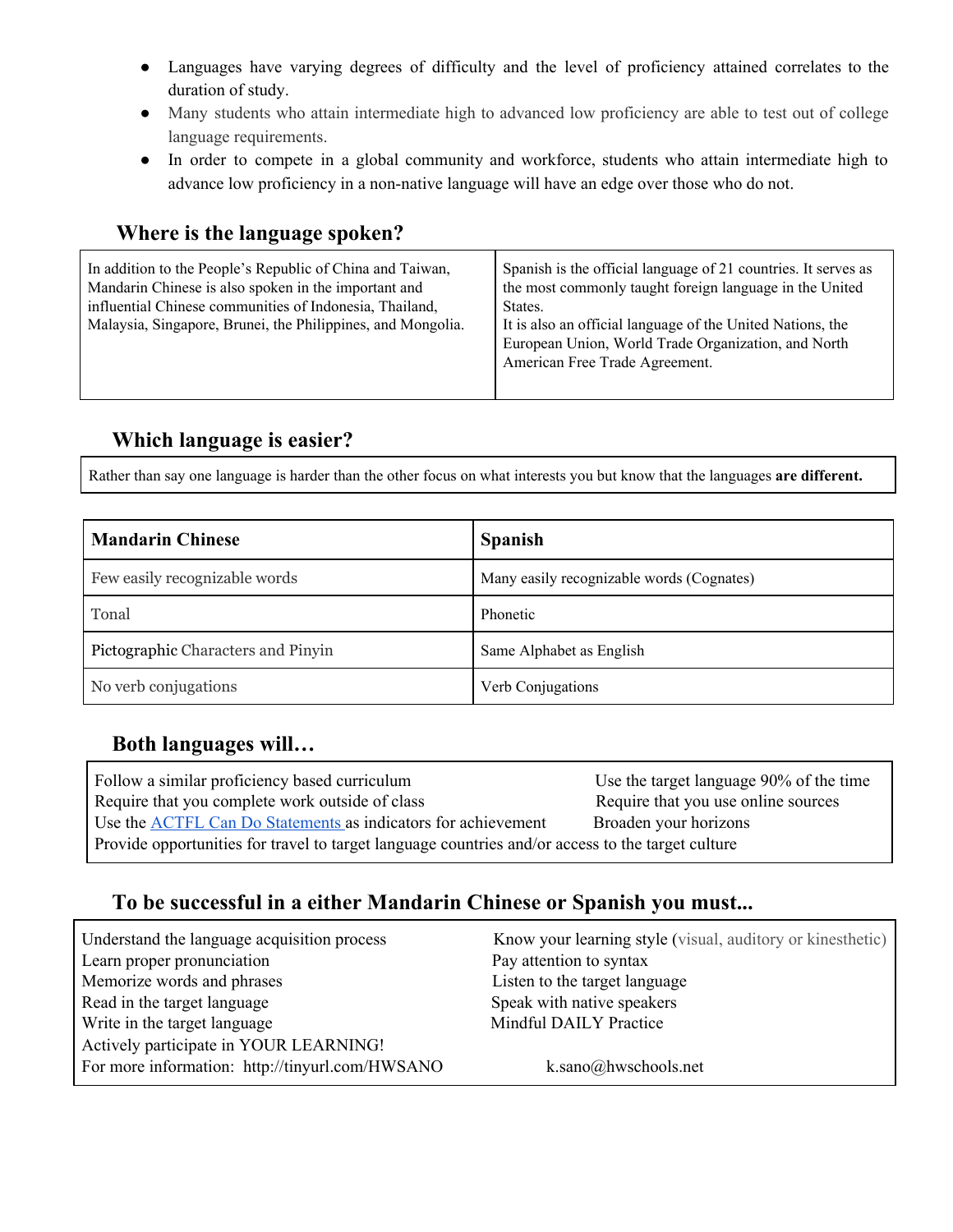- Languages have varying degrees of difficulty and the level of proficiency attained correlates to the duration of study.
- Many students who attain intermediate high to advanced low proficiency are able to test out of college language requirements.
- In order to compete in a global community and workforce, students who attain intermediate high to advance low proficiency in a non-native language will have an edge over those who do not.

## Where is the language spoken?

| | |
|---|---|
| In addition to the People's Republic of China and Taiwan, Mandarin Chinese is also spoken in the important and influential Chinese communities of Indonesia, Thailand, Malaysia, Singapore, Brunei, the Philippines, and Mongolia. | Spanish is the official language of 21 countries. It serves as the most commonly taught foreign language in the United States. It is also an official language of the United Nations, the European Union, World Trade Organization, and North American Free Trade Agreement. |

## Which language is easier?

Rather than say one language is harder than the other focus on what interests you but know that the languages **are different.**

| **Mandarin Chinese** | **Spanish** |
|---|---|
| Few easily recognizable words | Many easily recognizable words (Cognates) |
| Tonal | Phonetic |
| Pictographic Characters and Pinyin | Same Alphabet as English |
| No verb conjugations | Verb Conjugations |

## Both languages will…

Follow a similar proficiency based curriculum
Require that you complete work outside of class
Use the ACTFL Can Do Statements as indicators for achievement
Use the target language 90% of the time
Require that you use online sources
Broaden your horizons
Provide opportunities for travel to target language countries and/or access to the target culture

## To be successful in a either Mandarin Chinese or Spanish you must...

Understand the language acquisition process
Learn proper pronunciation
Memorize words and phrases
Read in the target language
Write in the target language
Know your learning style (visual, auditory or kinesthetic)
Pay attention to syntax
Listen to the target language
Speak with native speakers
Mindful DAILY Practice
Actively participate in YOUR LEARNING!
For more information: http://tinyurl.com/HWSANO k.sano@hwschools.net